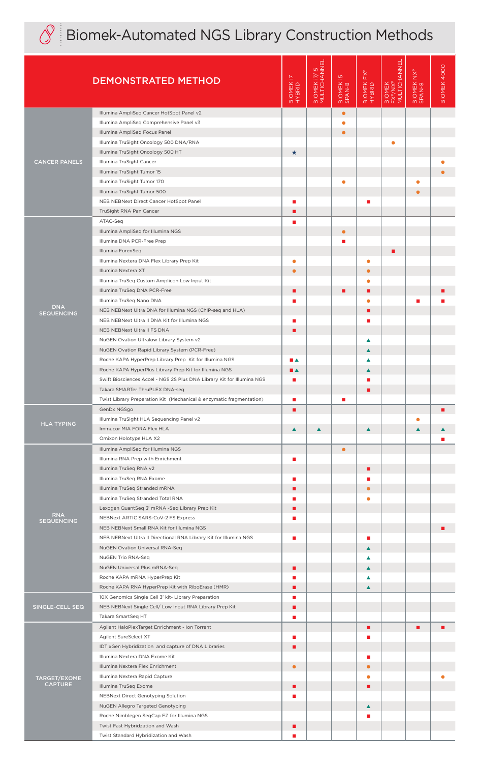# Biomek-Automated NGS Library Construction Methods

| | DEMONSTRATED METHOD | BIOMEK i7 HYBRID | BIOMEK i7/i5 MULTICHANNEL | BIOMEK i5 SPAN-8 | BIOMEK FX[P] HYBRID | BIOMEK FX[P]/NX[P] MULTICHANNEL | BIOMEK NX[P] SPAN-8 | BIOMEK 4000 |
|---|---|---|---|---|---|---|---|---|
| CANCER PANELS | Illumina AmpliSeq Cancer HotSpot Panel v2 | | | ● | | | | |
| | Illumina AmpliSeq Comprehensive Panel v3 | | | ● | | | | |
| | Illumina AmpliSeq Focus Panel | | | ● | | | | |
| | Illumina TruSight Oncology 500 DNA/RNA | | | | | ● | | |
| | Illumina TruSight Oncology 500 HT | ★ | | | | | | |
| | Illumina TruSight Cancer | | | | | | | ● |
| | Illumina TruSight Tumor 15 | | | | | | | ● |
| | Illumina TruSight Tumor 170 | | | ● | | | ● | |
| | Illumina TruSight Tumor 500 | | | | | | ● | |
| | NEB NEBNext Direct Cancer HotSpot Panel | ■ | | | ■ | | | |
| | TruSight RNA Pan Cancer | ■ | | | | | | |
| DNA SEQUENCING | ATAC-Seq | ■ | | | | | | |
| | Illumina AmpliSeq for Illumina NGS | | | ● | | | | |
| | Illumina DNA PCR-Free Prep | | | ■ | | | | |
| | Illumina ForenSeq | | | | | ■ | | |
| | Illumina Nextera DNA Flex Library Prep Kit | ● | | | ● | | | |
| | Illumina Nextera XT | ● | | | ● | | | |
| | Illumina TruSeq Custom Amplicon Low Input Kit | | | | ● | | | |
| | Illumina TruSeq DNA PCR-Free | ■ | | ■ | ■ | | | ■ |
| | Illumina TruSeq Nano DNA | ■ | | | ● | | ■ | ■ |
| | NEB NEBNext Ultra DNA for Illumina NGS (ChIP-seq and HLA) | | | | ■ | | | |
| | NEB NEBNext Ultra II DNA Kit for Illumina NGS | ■ | | | ■ | | | |
| | NEB NEBNext Ultra II FS DNA | ■ | | | | | | |
| | NuGEN Ovation Ultralow Library System v2 | | | | ▲ | | | |
| | NuGEN Ovation Rapid Library System (PCR-Free) | | | | ▲ | | | |
| | Roche KAPA HyperPrep Library Prep Kit for Illumina NGS | ■▲ | | | ▲ | | | |
| | Roche KAPA HyperPlus Library Prep Kit for Illumina NGS | ■▲ | | | ▲ | | | |
| | Swift Biosciences Accel - NGS 2S Plus DNA Library Kit for Illumina NGS | ■ | | | ■ | | | |
| | Takara SMARTer ThruPLEX DNA-seq | | | | ■ | | | |
| | Twist Library Preparation Kit (Mechanical & enzymatic fragmentation) | ■ | | ■ | | | | |
| HLA TYPING | GenDx NGSgo | ■ | | | | | | ■ |
| | Illumina TruSight HLA Sequencing Panel v2 | | | | | | ● | |
| | Immucor MIA FORA Flex HLA | ▲ | ▲ | | ▲ | | ▲ | ▲ |
| | Omixon Holotype HLA X2 | | | | | | | ■ |
| RNA SEQUENCING | Illumina AmpliSeq for Illumina NGS | | | ● | | | | |
| | Illumina RNA Prep with Enrichment | ■ | | | | | | |
| | Illumina TruSeq RNA v2 | | | | ■ | | | |
| | Illumina TruSeq RNA Exome | ■ | | | ■ | | | |
| | Illumina TruSeq Stranded mRNA | ■ | | | ● | | | |
| | Illumina TruSeq Stranded Total RNA | ■ | | | ● | | | |
| | Lexogen QuantSeq 3' mRNA -Seq Library Prep Kit | ■ | | | | | | |
| | NEBNext ARTIC SARS-CoV-2 FS Express | ■ | | | | | | |
| | NEB NEBNext Small RNA Kit for Illumina NGS | | | | | | | ■ |
| | NEB NEBNext Ultra II Directional RNA Library Kit for Illumina NGS | ■ | | | ■ | | | |
| | NuGEN Ovation Universal RNA-Seq | | | | ▲ | | | |
| | NuGEN Trio RNA-Seq | | | | ▲ | | | |
| | NuGEN Universal Plus mRNA-Seq | ■ | | | ▲ | | | |
| | Roche KAPA mRNA HyperPrep Kit | ■ | | | ▲ | | | |
| | Roche KAPA RNA HyperPrep Kit with RiboErase (HMR) | ■ | | | ▲ | | | |
| SINGLE-CELL SEQ | 10X Genomics Single Cell 3' kit- Library Preparation | ■ | | | | | | |
| | NEB NEBNext Single Cell/ Low Input RNA Library Prep Kit | ■ | | | | | | |
| | Takara SmartSeq HT | ■ | | | | | | |
| TARGET/EXOME CAPTURE | Agilent HaloPlexTarget Enrichment - Ion Torrent | | | | ■ | | ■ | ■ |
| | Agilent SureSelect XT | ■ | | | ■ | | | |
| | IDT xGen Hybridization and capture of DNA Libraries | ■ | | | | | | |
| | Illumina Nextera DNA Exome Kit | | | | ■ | | | |
| | Illumina Nextera Flex Enrichment | ● | | | ● | | | |
| | Illumina Nextera Rapid Capture | | | | ● | | | ● |
| | Illumina TruSeq Exome | ■ | | | ■ | | | |
| | NEBNext Direct Genotyping Solution | ■ | | | | | | |
| | NuGEN Allegro Targeted Genotyping | | | | ▲ | | | |
| | Roche Nimblegen SeqCap EZ for Illumina NGS | | | | ■ | | | |
| | Twist Fast Hybridzation and Wash | ■ | | | | | | |
| | Twist Standard Hybridization and Wash | ■ | | | | | | |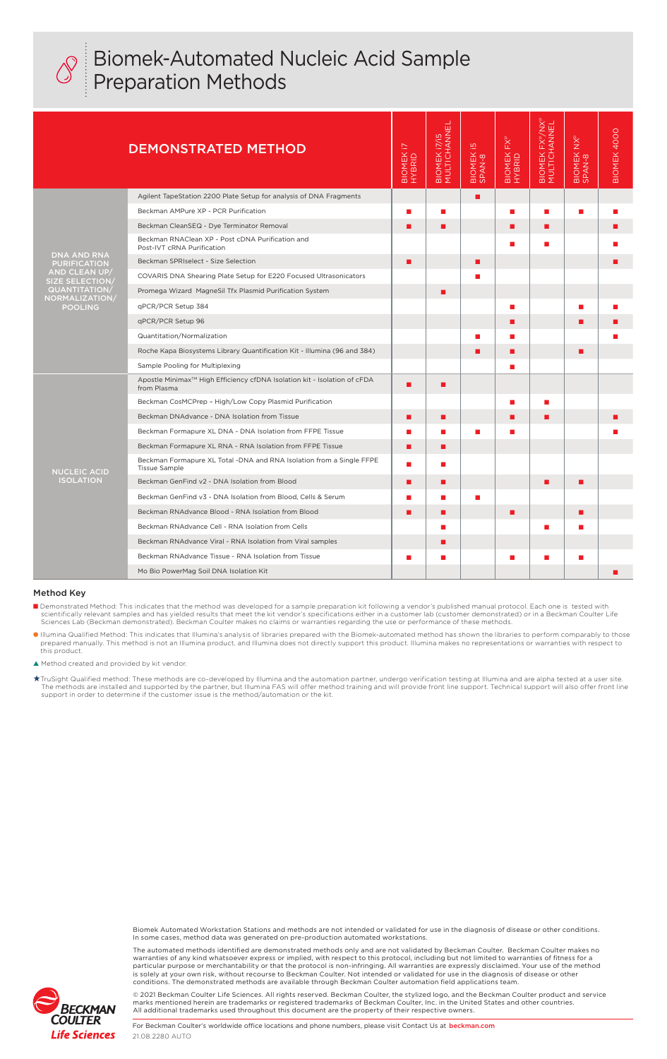# Biomek-Automated Nucleic Acid Sample Preparation Methods

| | DEMONSTRATED METHOD | BIOMEK i7 HYBRID | BIOMEK i7/i5 MULTICHANNEL | BIOMEK i5 SPAN-8 | BIOMEK FX[P] HYBRID | BIOMEK FX[P]/NX[P] MULTICHANNEL | BIOMEK NX[P] SPAN-8 | BIOMEK 4000 |
|---|---|---|---|---|---|---|---|---|
| DNA AND RNA PURIFICATION AND CLEAN UP/ SIZE SELECTION/ QUANTITATION/ NORMALIZATION/ POOLING | Agilent TapeStation 2200 Plate Setup for analysis of DNA Fragments | | | ■ | | | | |
| | Beckman AMPure XP - PCR Purification | ■ | ■ | | ■ | ■ | ■ | ■ |
| | Beckman CleanSEQ - Dye Terminator Removal | ■ | ■ | | ■ | ■ | | ■ |
| | Beckman RNAClean XP - Post cDNA Purification and Post-IVT cRNA Purification | | | | ■ | ■ | | ■ |
| | Beckman SPRIselect - Size Selection | ■ | | ■ | | | | ■ |
| | COVARIS DNA Shearing Plate Setup for E220 Focused Ultrasonicators | | | ■ | | | | |
| | Promega Wizard MagneSil Tfx Plasmid Purification System | | ■ | | | | | |
| | qPCR/PCR Setup 384 | | | | ■ | | ■ | ■ |
| | qPCR/PCR Setup 96 | | | | ■ | | ■ | ■ |
| | Quantitation/Normalization | | | ■ | ■ | | | ■ |
| | Roche Kapa Biosystems Library Quantification Kit - Illumina (96 and 384) | | | ■ | ■ | | ■ | |
| | Sample Pooling for Multiplexing | | | | ■ | | | |
| NUCLEIC ACID ISOLATION | Apostle Minimax™ High Efficiency cfDNA Isolation kit - Isolation of cFDA from Plasma | ■ | ■ | | | | | |
| | Beckman CosMCPrep - High/Low Copy Plasmid Purification | | | | ■ | ■ | | |
| | Beckman DNAdvance - DNA Isolation from Tissue | ■ | ■ | | ■ | ■ | | ■ |
| | Beckman Formapure XL DNA - DNA Isolation from FFPE Tissue | ■ | ■ | ■ | ■ | | | ■ |
| | Beckman Formapure XL RNA - RNA Isolation from FFPE Tissue | ■ | ■ | | | | | |
| | Beckman Formapure XL Total -DNA and RNA Isolation from a Single FFPE Tissue Sample | ■ | ■ | | | | | |
| | Beckman GenFind v2 - DNA Isolation from Blood | ■ | ■ | | | ■ | ■ | |
| | Beckman GenFind v3 - DNA Isolation from Blood, Cells & Serum | ■ | ■ | ■ | | | | |
| | Beckman RNAdvance Blood - RNA Isolation from Blood | ■ | ■ | | ■ | | ■ | |
| | Beckman RNAdvance Cell - RNA Isolation from Cells | | ■ | | | ■ | ■ | |
| | Beckman RNAdvance Viral - RNA Isolation from Viral samples | | ■ | | | | | |
| | Beckman RNAdvance Tissue - RNA Isolation from Tissue | ■ | ■ | | ■ | ■ | ■ | |
| | Mo Bio PowerMag Soil DNA Isolation Kit | | | | | | | ■ |

### Method Key

■ Demonstrated Method: This indicates that the method was developed for a sample preparation kit following a vendor's published manual protocol. Each one is tested with scientifically relevant samples and has yielded results that meet the kit vendor's specifications either in a customer lab (customer demonstrated) or in a Beckman Coulter Life Sciences Lab (Beckman demonstrated). Beckman Coulter makes no claims or warranties regarding the use or performance of these methods.

● Illumina Qualified Method: This indicates that Illumina's analysis of libraries prepared with the Biomek-automated method has shown the libraries to perform comparably to those prepared manually. This method is not an Illumina product, and Illumina does not directly support this product. Illumina makes no representations or warranties with respect to this product.

▲ Method created and provided by kit vendor.

★ TruSight Qualified method: These methods are co-developed by Illumina and the automation partner, undergo verification testing at Illumina and are alpha tested at a user site. The methods are installed and supported by the partner, but Illumina FAS will offer method training and will provide front line support. Technical support will also offer front line support in order to determine if the customer issue is the method/automation or the kit.

Biomek Automated Workstation Stations and methods are not intended or validated for use in the diagnosis of disease or other conditions. In some cases, method data was generated on pre-production automated workstations.

The automated methods identified are demonstrated methods only and are not validated by Beckman Coulter. Beckman Coulter makes no warranties of any kind whatsoever express or implied, with respect to this protocol, including but not limited to warranties of fitness for a particular purpose or merchantability or that the protocol is non-infringing. All warranties are expressly disclaimed. Your use of the method is solely at your own risk, without recourse to Beckman Coulter. Not intended or validated for use in the diagnosis of disease or other conditions. The demonstrated methods are available through Beckman Coulter automation field applications team.

© 2021 Beckman Coulter Life Sciences. All rights reserved. Beckman Coulter, the stylized logo, and the Beckman Coulter product and service marks mentioned herein are trademarks or registered trademarks of Beckman Coulter, Inc. in the United States and other countries. All additional trademarks used throughout this document are the property of their respective owners.

For Beckman Coulter's worldwide office locations and phone numbers, please visit Contact Us at beckman.com

21.08.2280 AUTO